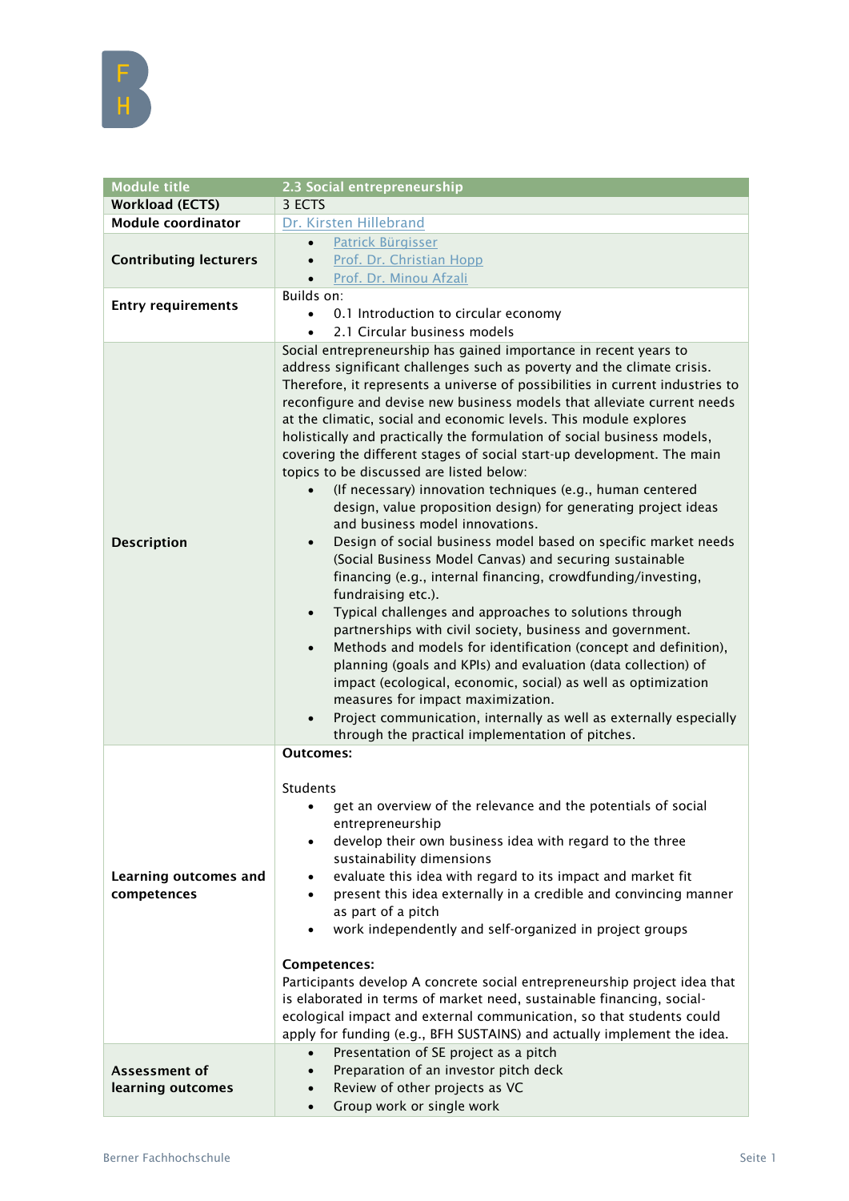| Module title | 2.3 Social entrepreneurship |
|---|---|
| Workload (ECTS) | 3 ECTS |
| Module coordinator | Dr. Kirsten Hillebrand |
| Contributing lecturers | • Patrick Bürgisser<br>• Prof. Dr. Christian Hopp<br>• Prof. Dr. Minou Afzali |
| Entry requirements | Builds on:<br>• 0.1 Introduction to circular economy<br>• 2.1 Circular business models |
| Description | Social entrepreneurship has gained importance in recent years to address significant challenges such as poverty and the climate crisis. Therefore, it represents a universe of possibilities in current industries to reconfigure and devise new business models that alleviate current needs at the climatic, social and economic levels. This module explores holistically and practically the formulation of social business models, covering the different stages of social start-up development. The main topics to be discussed are listed below:<br>• (If necessary) innovation techniques (e.g., human centered design, value proposition design) for generating project ideas and business model innovations.<br>• Design of social business model based on specific market needs (Social Business Model Canvas) and securing sustainable financing (e.g., internal financing, crowdfunding/investing, fundraising etc.).<br>• Typical challenges and approaches to solutions through partnerships with civil society, business and government.<br>• Methods and models for identification (concept and definition), planning (goals and KPIs) and evaluation (data collection) of impact (ecological, economic, social) as well as optimization measures for impact maximization.<br>• Project communication, internally as well as externally especially through the practical implementation of pitches. |
| Learning outcomes and competences | **Outcomes:**<br><br>Students<br>• get an overview of the relevance and the potentials of social entrepreneurship<br>• develop their own business idea with regard to the three sustainability dimensions<br>• evaluate this idea with regard to its impact and market fit<br>• present this idea externally in a credible and convincing manner as part of a pitch<br>• work independently and self-organized in project groups<br><br>**Competences:**<br>Participants develop A concrete social entrepreneurship project idea that is elaborated in terms of market need, sustainable financing, social-ecological impact and external communication, so that students could apply for funding (e.g., BFH SUSTAINS) and actually implement the idea. |
| Assessment of learning outcomes | • Presentation of SE project as a pitch<br>• Preparation of an investor pitch deck<br>• Review of other projects as VC<br>• Group work or single work |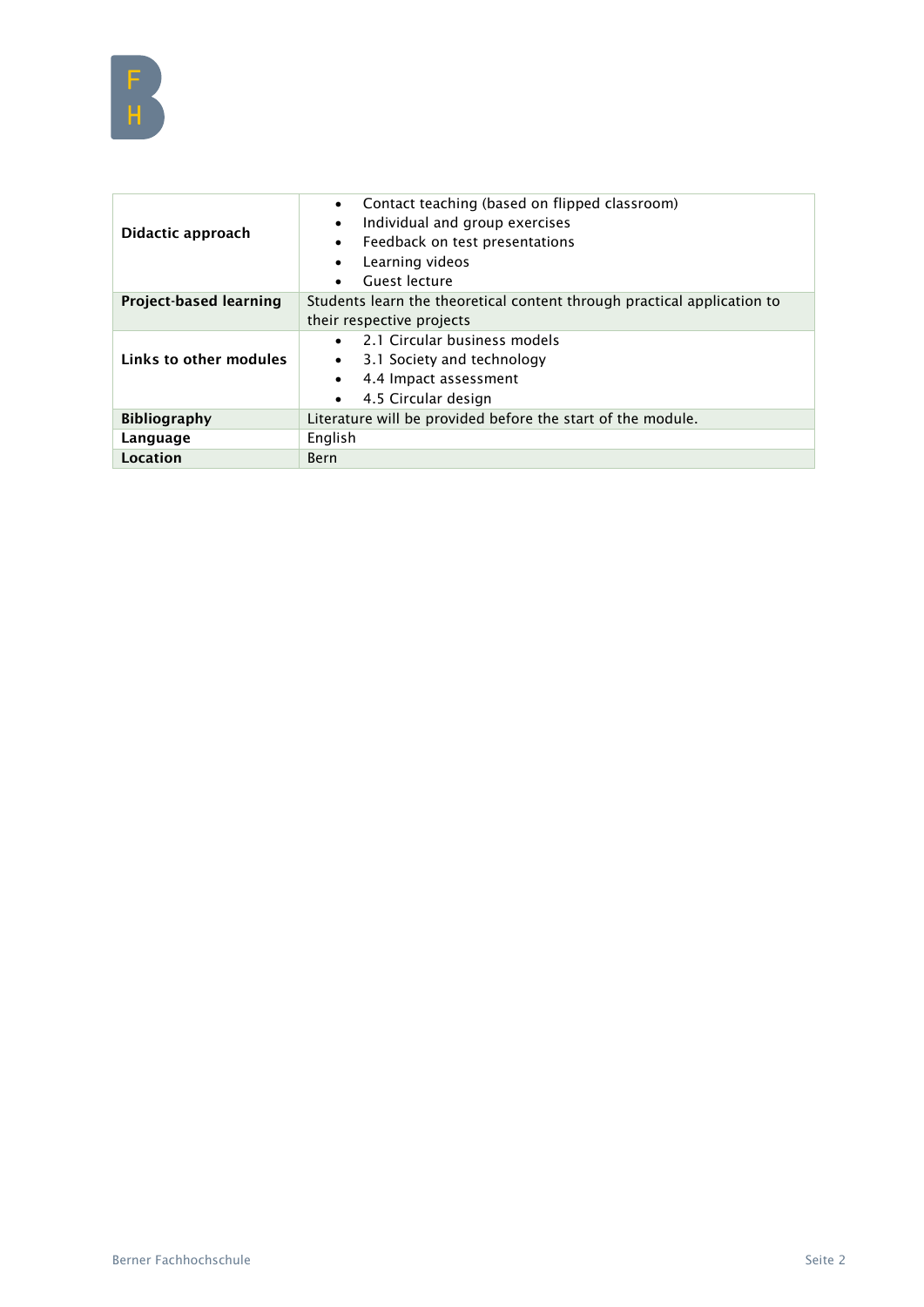| | |
|---|---|
| **Didactic approach** | • Contact teaching (based on flipped classroom)<br>• Individual and group exercises<br>• Feedback on test presentations<br>• Learning videos<br>• Guest lecture |
| **Project-based learning** | Students learn the theoretical content through practical application to their respective projects |
| **Links to other modules** | • 2.1 Circular business models<br>• 3.1 Society and technology<br>• 4.4 Impact assessment<br>• 4.5 Circular design |
| **Bibliography** | Literature will be provided before the start of the module. |
| **Language** | English |
| **Location** | Bern |